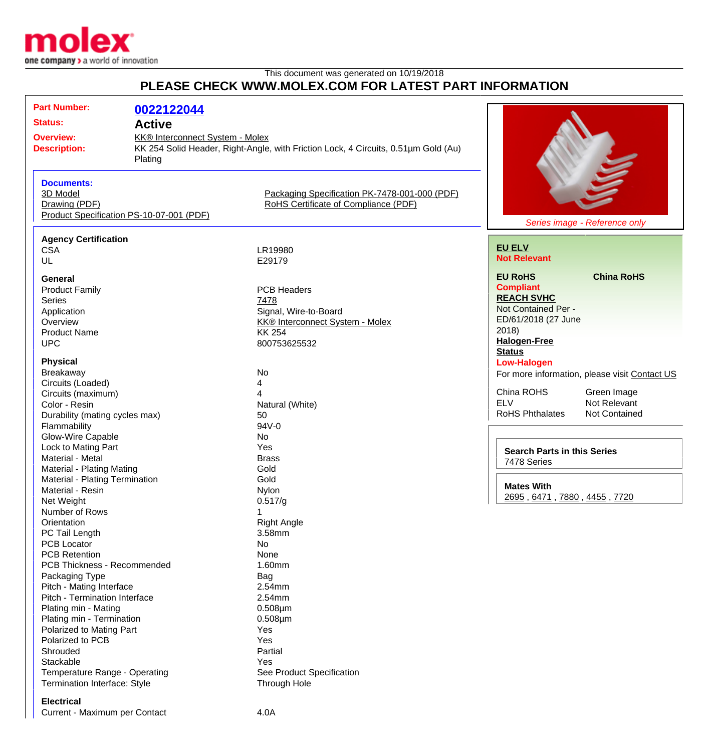This document was generated on 10/19/2018

# PLEASE CHECK WWW.MOLEX.COM FOR LATEST PART INFORMATION

| | |
|---|---|
| **Part Number:** | **0022122044** |
| **Status:** | **Active** |
| **Overview:** | KK® Interconnect System - Molex |
| **Description:** | KK 254 Solid Header, Right-Angle, with Friction Lock, 4 Circuits, 0.51µm Gold (Au) Plating |

**Documents:**

- 3D Model
- Drawing (PDF)
- Product Specification PS-10-07-001 (PDF)
- Packaging Specification PK-7478-001-000 (PDF)
- RoHS Certificate of Compliance (PDF)

*Series image - Reference only*

**Agency Certification**

| | |
|---|---|
| CSA | LR19980 |
| UL | E29179 |

**General**

| | |
|---|---|
| Product Family | PCB Headers |
| Series | 7478 |
| Application | Signal, Wire-to-Board |
| Overview | KK® Interconnect System - Molex |
| Product Name | KK 254 |
| UPC | 800753625532 |

**Physical**

| | |
|---|---|
| Breakaway | No |
| Circuits (Loaded) | 4 |
| Circuits (maximum) | 4 |
| Color - Resin | Natural (White) |
| Durability (mating cycles max) | 50 |
| Flammability | 94V-0 |
| Glow-Wire Capable | No |
| Lock to Mating Part | Yes |
| Material - Metal | Brass |
| Material - Plating Mating | Gold |
| Material - Plating Termination | Gold |
| Material - Resin | Nylon |
| Net Weight | 0.517/g |
| Number of Rows | 1 |
| Orientation | Right Angle |
| PC Tail Length | 3.58mm |
| PCB Locator | No |
| PCB Retention | None |
| PCB Thickness - Recommended | 1.60mm |
| Packaging Type | Bag |
| Pitch - Mating Interface | 2.54mm |
| Pitch - Termination Interface | 2.54mm |
| Plating min - Mating | 0.508µm |
| Plating min - Termination | 0.508µm |
| Polarized to Mating Part | Yes |
| Polarized to PCB | Yes |
| Shrouded | Partial |
| Stackable | Yes |
| Temperature Range - Operating | See Product Specification |
| Termination Interface: Style | Through Hole |

**Electrical**

| | |
|---|---|
| Current - Maximum per Contact | 4.0A |

**EU ELV**
**Not Relevant**

**EU RoHS** **China RoHS**
**Compliant**

**REACH SVHC**
Not Contained Per - ED/61/2018 (27 June 2018)

**Halogen-Free Status**
**Low-Halogen**

For more information, please visit Contact US

| | |
|---|---|
| China ROHS | Green Image |
| ELV | Not Relevant |
| RoHS Phthalates | Not Contained |

**Search Parts in this Series**
7478 Series

**Mates With**
2695 , 6471 , 7880 , 4455 , 7720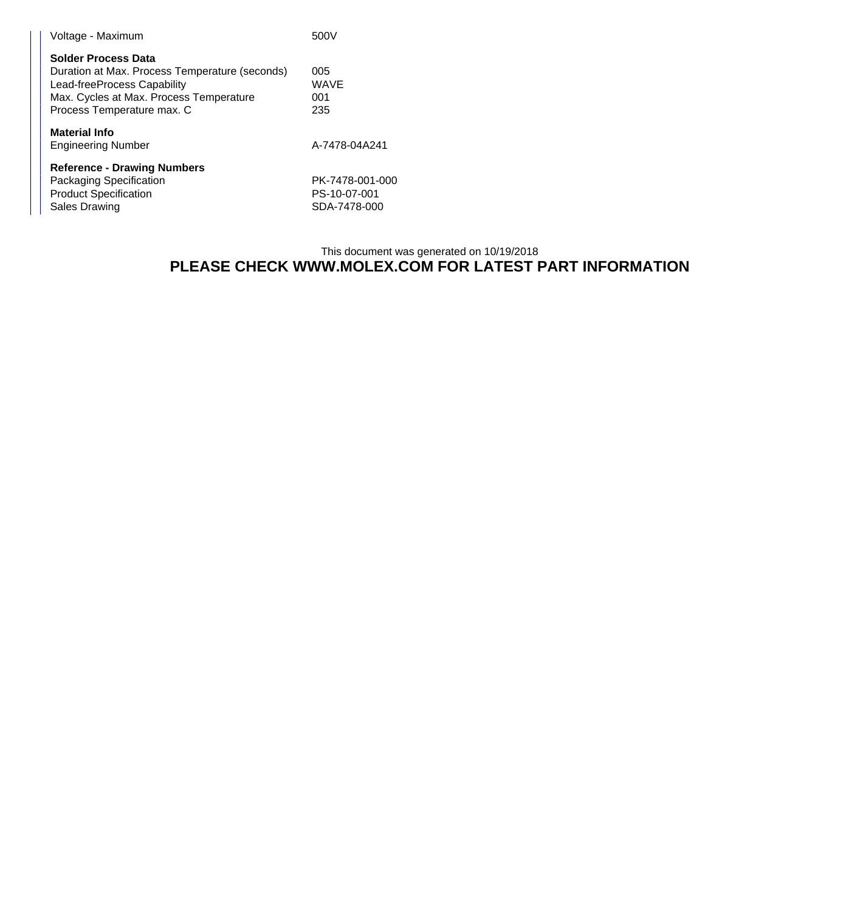| | |
|---|---|
| Voltage - Maximum | 500V |

**Solder Process Data**

| | |
|---|---|
| Duration at Max. Process Temperature (seconds) | 005 |
| Lead-freeProcess Capability | WAVE |
| Max. Cycles at Max. Process Temperature | 001 |
| Process Temperature max. C | 235 |

**Material Info**

| | |
|---|---|
| Engineering Number | A-7478-04A241 |

**Reference - Drawing Numbers**

| | |
|---|---|
| Packaging Specification | PK-7478-001-000 |
| Product Specification | PS-10-07-001 |
| Sales Drawing | SDA-7478-000 |

This document was generated on 10/19/2018

**PLEASE CHECK WWW.MOLEX.COM FOR LATEST PART INFORMATION**